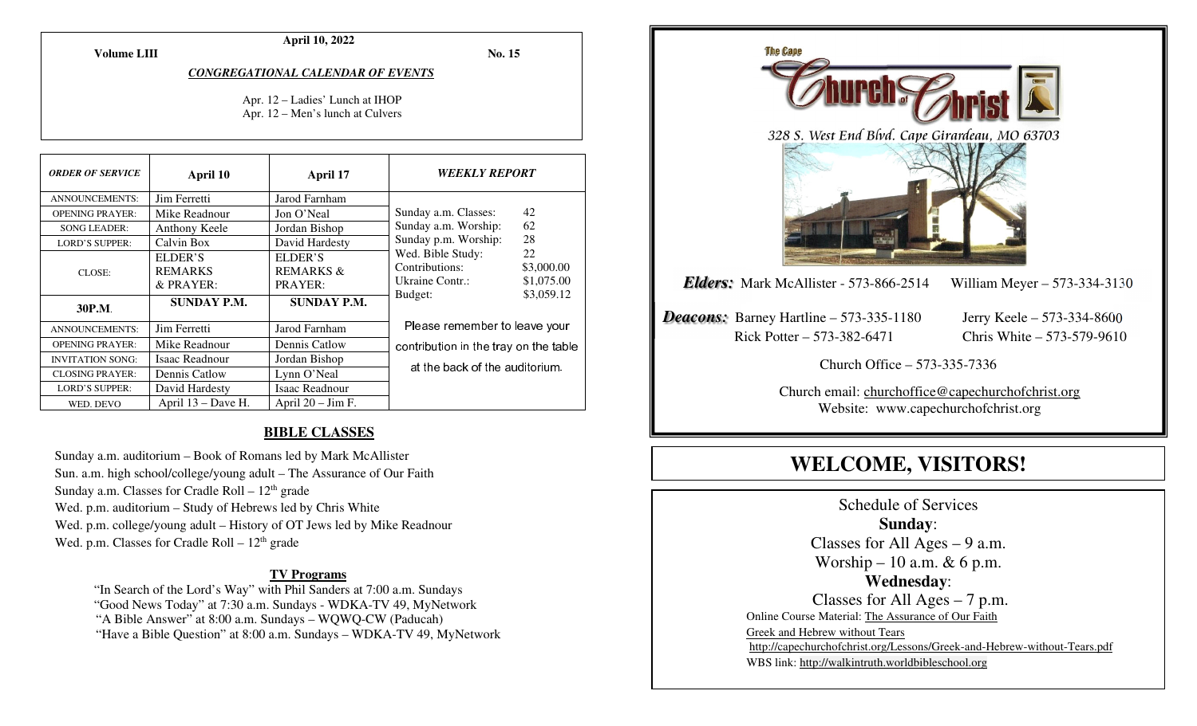**Volume LIII** | **April 10, 2022** | **No. 15**

***CONGREGATIONAL CALENDAR OF EVENTS***

Apr. 12 – Ladies' Lunch at IHOP
Apr. 12 – Men's lunch at Culvers

| *ORDER OF SERVICE* | April 10 | April 17 |
|---|---|---|
| ANNOUNCEMENTS: | Jim Ferretti | Jarod Farnham |
| OPENING PRAYER: | Mike Readnour | Jon O'Neal |
| SONG LEADER: | Anthony Keele | Jordan Bishop |
| LORD'S SUPPER: | Calvin Box | David Hardesty |
| CLOSE: | ELDER'S REMARKS & PRAYER: | ELDER'S REMARKS & PRAYER: |
| **30P.M.** | **SUNDAY P.M.** | **SUNDAY P.M.** |
| ANNOUNCEMENTS: | Jim Ferretti | Jarod Farnham |
| OPENING PRAYER: | Mike Readnour | Dennis Catlow |
| INVITATION SONG: | Isaac Readnour | Jordan Bishop |
| CLOSING PRAYER: | Dennis Catlow | Lynn O'Neal |
| LORD'S SUPPER: | David Hardesty | Isaac Readnour |
| WED. DEVO | April 13 – Dave H. | April 20 – Jim F. |

| *WEEKLY REPORT* | |
|---|---|
| Sunday a.m. Classes: | 42 |
| Sunday a.m. Worship: | 62 |
| Sunday p.m. Worship: | 28 |
| Wed. Bible Study: | 22 |
| Contributions: | $3,000.00 |
| Ukraine Contr.: | $1,075.00 |
| Budget: | $3,059.12 |

Please remember to leave your contribution in the tray on the table at the back of the auditorium.

## BIBLE CLASSES

Sunday a.m. auditorium – Book of Romans led by Mark McAllister
Sun. a.m. high school/college/young adult – The Assurance of Our Faith
Sunday a.m. Classes for Cradle Roll – 12th grade
Wed. p.m. auditorium – Study of Hebrews led by Chris White
Wed. p.m. college/young adult – History of OT Jews led by Mike Readnour
Wed. p.m. Classes for Cradle Roll – 12th grade

### TV Programs

"In Search of the Lord's Way" with Phil Sanders at 7:00 a.m. Sundays
"Good News Today" at 7:30 a.m. Sundays - WDKA-TV 49, MyNetwork
"A Bible Answer" at 8:00 a.m. Sundays – WQWQ-CW (Paducah)
"Have a Bible Question" at 8:00 a.m. Sundays – WDKA-TV 49, MyNetwork

The Cape Church of Christ

*328 S. West End Blvd. Cape Girardeau, MO 63703*

***Elders:*** Mark McAllister - 573-866-2514 William Meyer – 573-334-3130

***Deacons:*** Barney Hartline – 573-335-1180 Jerry Keele – 573-334-8600
Rick Potter – 573-382-6471 Chris White – 573-579-9610

Church Office – 573-335-7336

Church email: churchoffice@capechurchofchrist.org
Website: www.capechurchofchrist.org

# WELCOME, VISITORS!

Schedule of Services

**Sunday**:
Classes for All Ages – 9 a.m.
Worship – 10 a.m. & 6 p.m.

**Wednesday**:
Classes for All Ages – 7 p.m.

Online Course Material: The Assurance of Our Faith
Greek and Hebrew without Tears
http://capechurchofchrist.org/Lessons/Greek-and-Hebrew-without-Tears.pdf
WBS link: http://walkintruth.worldbibleschool.org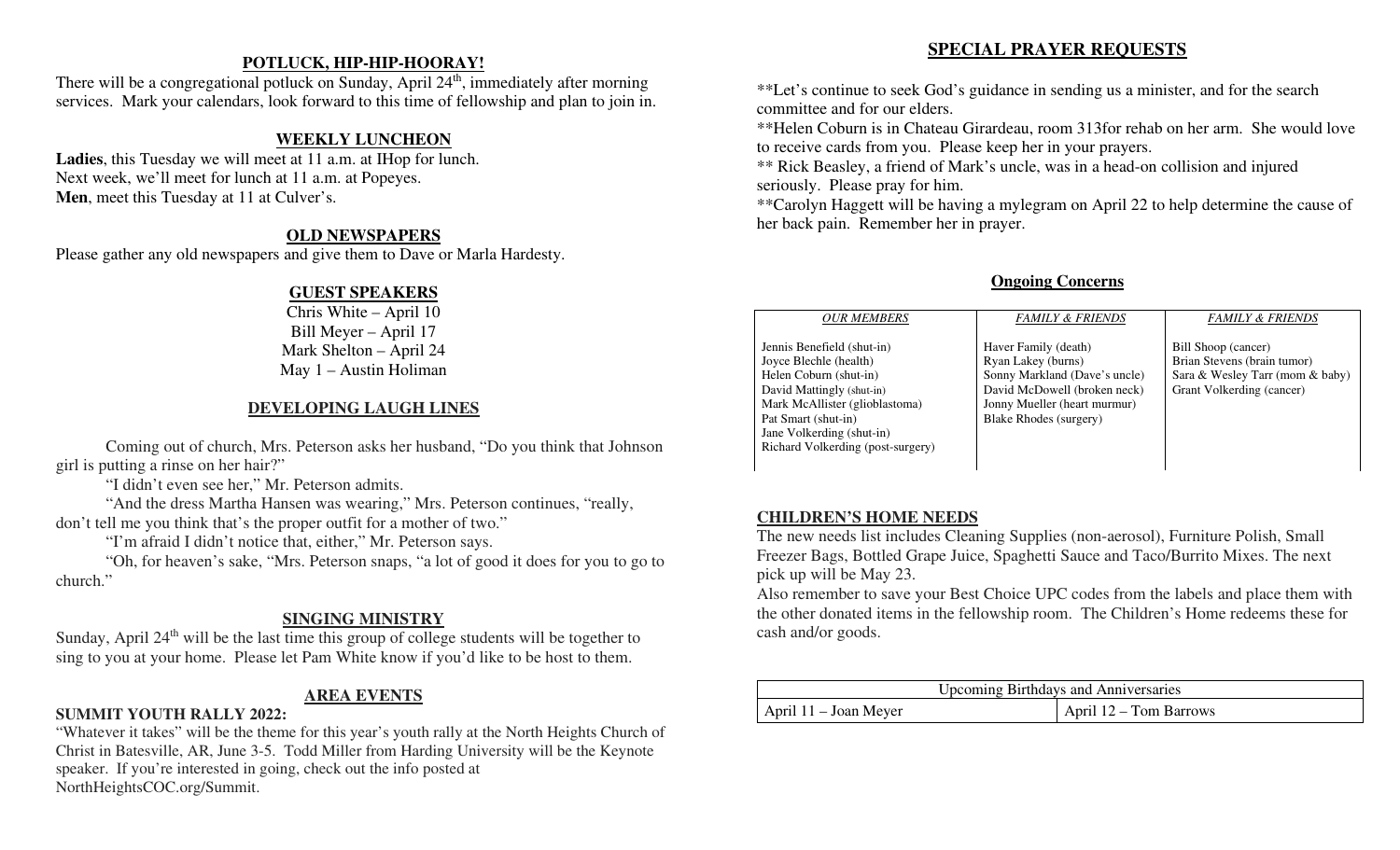## POTLUCK, HIP-HIP-HOORAY!

There will be a congregational potluck on Sunday, April 24th, immediately after morning services. Mark your calendars, look forward to this time of fellowship and plan to join in.

## WEEKLY LUNCHEON

**Ladies**, this Tuesday we will meet at 11 a.m. at IHop for lunch.
Next week, we'll meet for lunch at 11 a.m. at Popeyes.
**Men**, meet this Tuesday at 11 at Culver's.

## OLD NEWSPAPERS

Please gather any old newspapers and give them to Dave or Marla Hardesty.

## GUEST SPEAKERS

Chris White – April 10
Bill Meyer – April 17
Mark Shelton – April 24
May 1 – Austin Holiman

## DEVELOPING LAUGH LINES

Coming out of church, Mrs. Peterson asks her husband, "Do you think that Johnson girl is putting a rinse on her hair?"

"I didn't even see her," Mr. Peterson admits.

"And the dress Martha Hansen was wearing," Mrs. Peterson continues, "really, don't tell me you think that's the proper outfit for a mother of two."

"I'm afraid I didn't notice that, either," Mr. Peterson says.

"Oh, for heaven's sake, "Mrs. Peterson snaps, "a lot of good it does for you to go to church."

## SINGING MINISTRY

Sunday, April 24th will be the last time this group of college students will be together to sing to you at your home. Please let Pam White know if you'd like to be host to them.

## AREA EVENTS

**SUMMIT YOUTH RALLY 2022:**

"Whatever it takes" will be the theme for this year's youth rally at the North Heights Church of Christ in Batesville, AR, June 3-5. Todd Miller from Harding University will be the Keynote speaker. If you're interested in going, check out the info posted at NorthHeightsCOC.org/Summit.

## SPECIAL PRAYER REQUESTS

**Let's continue to seek God's guidance in sending us a minister, and for the search committee and for our elders.

**Helen Coburn is in Chateau Girardeau, room 313for rehab on her arm. She would love to receive cards from you. Please keep her in your prayers.

** Rick Beasley, a friend of Mark's uncle, was in a head-on collision and injured seriously. Please pray for him.

**Carolyn Haggett will be having a mylegram on April 22 to help determine the cause of her back pain. Remember her in prayer.

### Ongoing Concerns

| *OUR MEMBERS* | *FAMILY & FRIENDS* | *FAMILY & FRIENDS* |
|---|---|---|
| Jennis Benefield (shut-in) | Haver Family (death) | Bill Shoop (cancer) |
| Joyce Blechle (health) | Ryan Lakey (burns) | Brian Stevens (brain tumor) |
| Helen Coburn (shut-in) | Sonny Markland (Dave's uncle) | Sara & Wesley Tarr (mom & baby) |
| David Mattingly (shut-in) | David McDowell (broken neck) | Grant Volkerding (cancer) |
| Mark McAllister (glioblastoma) | Jonny Mueller (heart murmur) | |
| Pat Smart (shut-in) | Blake Rhodes (surgery) | |
| Jane Volkerding (shut-in) | | |
| Richard Volkerding (post-surgery) | | |

## CHILDREN'S HOME NEEDS

The new needs list includes Cleaning Supplies (non-aerosol), Furniture Polish, Small Freezer Bags, Bottled Grape Juice, Spaghetti Sauce and Taco/Burrito Mixes. The next pick up will be May 23.

Also remember to save your Best Choice UPC codes from the labels and place them with the other donated items in the fellowship room. The Children's Home redeems these for cash and/or goods.

| Upcoming Birthdays and Anniversaries | |
|---|---|
| April 11 – Joan Meyer | April 12 – Tom Barrows |